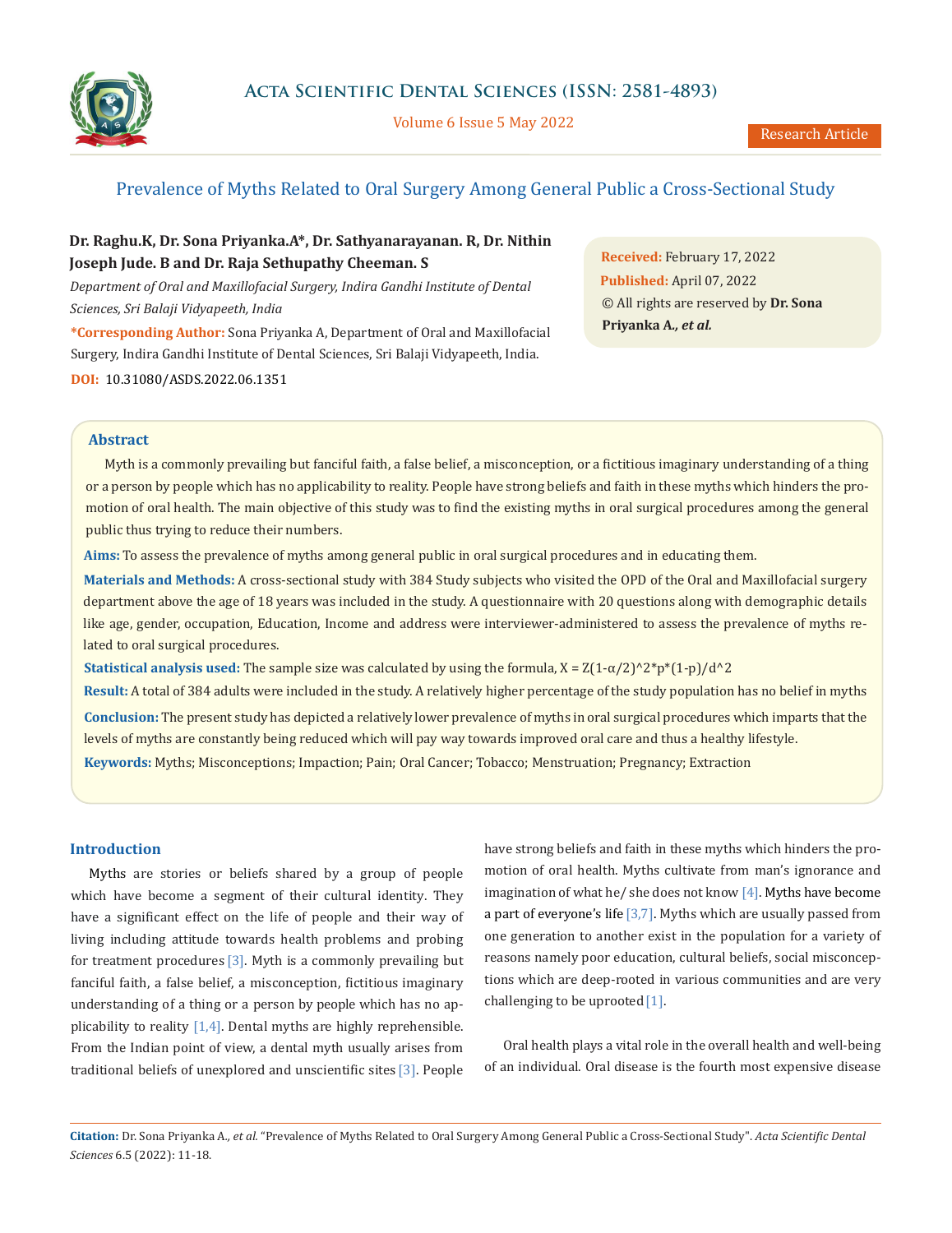# Prevalence of Myths Related to Oral Surgery Among General Public a Cross-Sectional Study

**Dr. Raghu.K, Dr. Sona Priyanka.A*, Dr. Sathyanarayanan. R, Dr. Nithin Joseph Jude. B and Dr. Raja Sethupathy Cheeman. S**

*Department of Oral and Maxillofacial Surgery, Indira Gandhi Institute of Dental Sciences, Sri Balaji Vidyapeeth, India*

**\*Corresponding Author:** Sona Priyanka A, Department of Oral and Maxillofacial Surgery, Indira Gandhi Institute of Dental Sciences, Sri Balaji Vidyapeeth, India.

**DOI:** 10.31080/ASDS.2022.06.1351

**Received:** February 17, 2022
**Published:** April 07, 2022
© All rights are reserved by **Dr. Sona Priyanka A., *et al.***

## Abstract

Myth is a commonly prevailing but fanciful faith, a false belief, a misconception, or a fictitious imaginary understanding of a thing or a person by people which has no applicability to reality. People have strong beliefs and faith in these myths which hinders the promotion of oral health. The main objective of this study was to find the existing myths in oral surgical procedures among the general public thus trying to reduce their numbers.

**Aims:** To assess the prevalence of myths among general public in oral surgical procedures and in educating them.

**Materials and Methods:** A cross-sectional study with 384 Study subjects who visited the OPD of the Oral and Maxillofacial surgery department above the age of 18 years was included in the study. A questionnaire with 20 questions along with demographic details like age, gender, occupation, Education, Income and address were interviewer-administered to assess the prevalence of myths related to oral surgical procedures.

**Statistical analysis used:** The sample size was calculated by using the formula, X = Z(1-α/2)^2*p*(1-p)/d^2

**Result:** A total of 384 adults were included in the study. A relatively higher percentage of the study population has no belief in myths

**Conclusion:** The present study has depicted a relatively lower prevalence of myths in oral surgical procedures which imparts that the levels of myths are constantly being reduced which will pay way towards improved oral care and thus a healthy lifestyle.

**Keywords:** Myths; Misconceptions; Impaction; Pain; Oral Cancer; Tobacco; Menstruation; Pregnancy; Extraction

## Introduction

Myths are stories or beliefs shared by a group of people which have become a segment of their cultural identity. They have a significant effect on the life of people and their way of living including attitude towards health problems and probing for treatment procedures [3]. Myth is a commonly prevailing but fanciful faith, a false belief, a misconception, fictitious imaginary understanding of a thing or a person by people which has no applicability to reality [1,4]. Dental myths are highly reprehensible. From the Indian point of view, a dental myth usually arises from traditional beliefs of unexplored and unscientific sites [3]. People have strong beliefs and faith in these myths which hinders the promotion of oral health. Myths cultivate from man's ignorance and imagination of what he/ she does not know [4]. Myths have become a part of everyone's life [3,7]. Myths which are usually passed from one generation to another exist in the population for a variety of reasons namely poor education, cultural beliefs, social misconceptions which are deep-rooted in various communities and are very challenging to be uprooted [1].

Oral health plays a vital role in the overall health and well-being of an individual. Oral disease is the fourth most expensive disease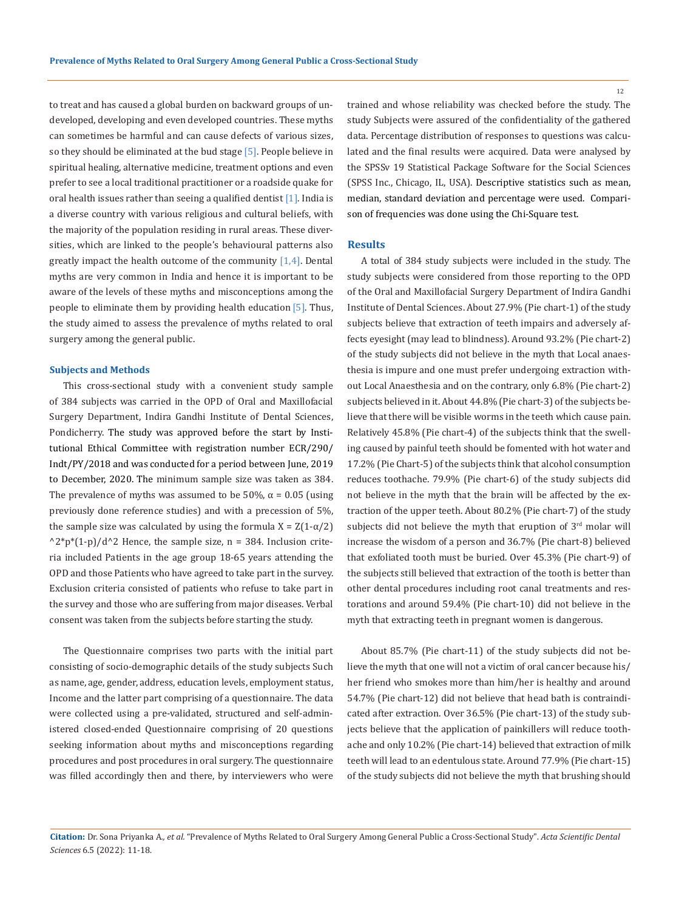to treat and has caused a global burden on backward groups of undeveloped, developing and even developed countries. These myths can sometimes be harmful and can cause defects of various sizes, so they should be eliminated at the bud stage [5]. People believe in spiritual healing, alternative medicine, treatment options and even prefer to see a local traditional practitioner or a roadside quake for oral health issues rather than seeing a qualified dentist [1]. India is a diverse country with various religious and cultural beliefs, with the majority of the population residing in rural areas. These diversities, which are linked to the people's behavioural patterns also greatly impact the health outcome of the community [1,4]. Dental myths are very common in India and hence it is important to be aware of the levels of these myths and misconceptions among the people to eliminate them by providing health education [5]. Thus, the study aimed to assess the prevalence of myths related to oral surgery among the general public.

### Subjects and Methods

This cross-sectional study with a convenient study sample of 384 subjects was carried in the OPD of Oral and Maxillofacial Surgery Department, Indira Gandhi Institute of Dental Sciences, Pondicherry. The study was approved before the start by Institutional Ethical Committee with registration number ECR/290/Indt/PY/2018 and was conducted for a period between June, 2019 to December, 2020. The minimum sample size was taken as 384. The prevalence of myths was assumed to be 50%, $\alpha = 0.05$ (using previously done reference studies) and with a precession of 5%, the sample size was calculated by using the formula $X = Z(1-\alpha/2)^2 * p * (1-p)/d^2$ Hence, the sample size, n = 384. Inclusion criteria included Patients in the age group 18-65 years attending the OPD and those Patients who have agreed to take part in the survey. Exclusion criteria consisted of patients who refuse to take part in the survey and those who are suffering from major diseases. Verbal consent was taken from the subjects before starting the study.

The Questionnaire comprises two parts with the initial part consisting of socio-demographic details of the study subjects Such as name, age, gender, address, education levels, employment status, Income and the latter part comprising of a questionnaire. The data were collected using a pre-validated, structured and self-administered closed-ended Questionnaire comprising of 20 questions seeking information about myths and misconceptions regarding procedures and post procedures in oral surgery. The questionnaire was filled accordingly then and there, by interviewers who were trained and whose reliability was checked before the study. The study Subjects were assured of the confidentiality of the gathered data. Percentage distribution of responses to questions was calculated and the final results were acquired. Data were analysed by the SPSSv 19 Statistical Package Software for the Social Sciences (SPSS Inc., Chicago, IL, USA). Descriptive statistics such as mean, median, standard deviation and percentage were used. Comparison of frequencies was done using the Chi-Square test.

### Results

A total of 384 study subjects were included in the study. The study subjects were considered from those reporting to the OPD of the Oral and Maxillofacial Surgery Department of Indira Gandhi Institute of Dental Sciences. About 27.9% (Pie chart-1) of the study subjects believe that extraction of teeth impairs and adversely affects eyesight (may lead to blindness). Around 93.2% (Pie chart-2) of the study subjects did not believe in the myth that Local anaesthesia is impure and one must prefer undergoing extraction without Local Anaesthesia and on the contrary, only 6.8% (Pie chart-2) subjects believed in it. About 44.8% (Pie chart-3) of the subjects believe that there will be visible worms in the teeth which cause pain. Relatively 45.8% (Pie chart-4) of the subjects think that the swelling caused by painful teeth should be fomented with hot water and 17.2% (Pie Chart-5) of the subjects think that alcohol consumption reduces toothache. 79.9% (Pie chart-6) of the study subjects did not believe in the myth that the brain will be affected by the extraction of the upper teeth. About 80.2% (Pie chart-7) of the study subjects did not believe the myth that eruption of 3rd molar will increase the wisdom of a person and 36.7% (Pie chart-8) believed that exfoliated tooth must be buried. Over 45.3% (Pie chart-9) of the subjects still believed that extraction of the tooth is better than other dental procedures including root canal treatments and restorations and around 59.4% (Pie chart-10) did not believe in the myth that extracting teeth in pregnant women is dangerous.

About 85.7% (Pie chart-11) of the study subjects did not believe the myth that one will not a victim of oral cancer because his/her friend who smokes more than him/her is healthy and around 54.7% (Pie chart-12) did not believe that head bath is contraindicated after extraction. Over 36.5% (Pie chart-13) of the study subjects believe that the application of painkillers will reduce toothache and only 10.2% (Pie chart-14) believed that extraction of milk teeth will lead to an edentulous state. Around 77.9% (Pie chart-15) of the study subjects did not believe the myth that brushing should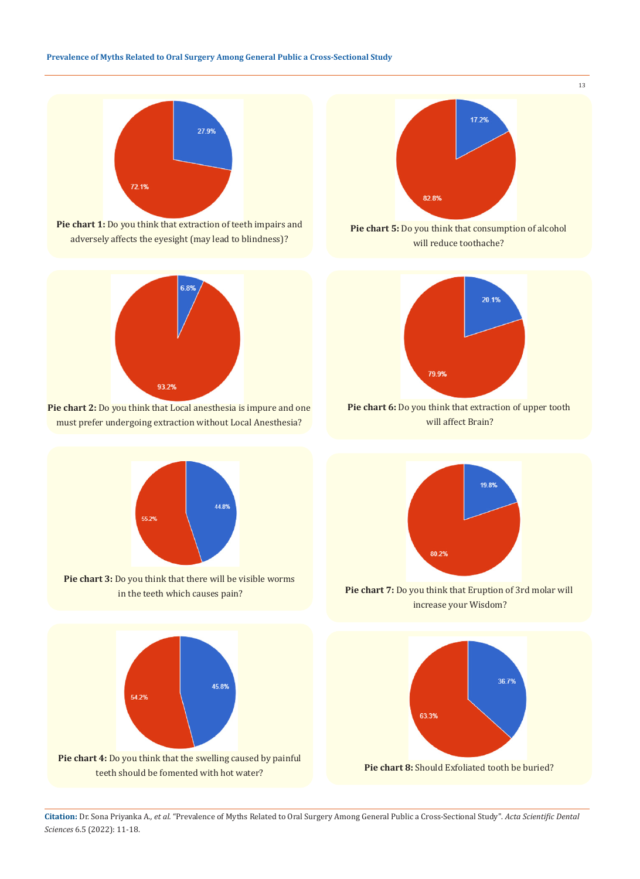27.9%

72.1%

**Pie chart 1:** Do you think that extraction of teeth impairs and adversely affects the eyesight (may lead to blindness)?

6.8%

93.2%

**Pie chart 2:** Do you think that Local anesthesia is impure and one must prefer undergoing extraction without Local Anesthesia?

44.8%

55.2%

**Pie chart 3:** Do you think that there will be visible worms in the teeth which causes pain?

45.8%

54.2%

**Pie chart 4:** Do you think that the swelling caused by painful teeth should be fomented with hot water?

17.2%

82.8%

**Pie chart 5:** Do you think that consumption of alcohol will reduce toothache?

20.1%

79.9%

**Pie chart 6:** Do you think that extraction of upper tooth will affect Brain?

19.8%

80.2%

**Pie chart 7:** Do you think that Eruption of 3rd molar will increase your Wisdom?

36.7%

63.3%

**Pie chart 8:** Should Exfoliated tooth be buried?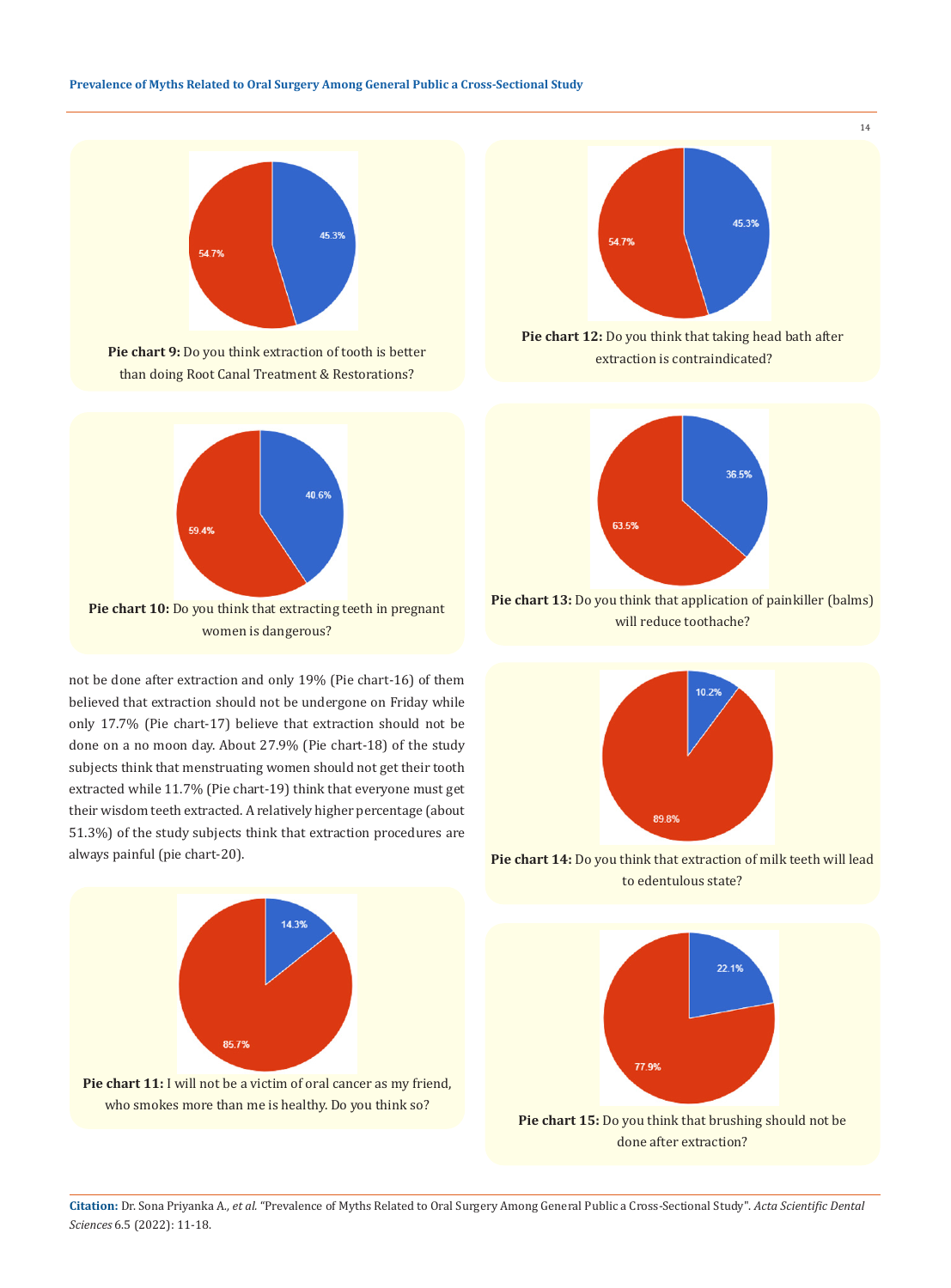Pie chart 9: Do you think extraction of tooth is better than doing Root Canal Treatment & Restorations?

Pie chart 10: Do you think that extracting teeth in pregnant women is dangerous?

not be done after extraction and only 19% (Pie chart-16) of them believed that extraction should not be undergone on Friday while only 17.7% (Pie chart-17) believe that extraction should not be done on a no moon day. About 27.9% (Pie chart-18) of the study subjects think that menstruating women should not get their tooth extracted while 11.7% (Pie chart-19) think that everyone must get their wisdom teeth extracted. A relatively higher percentage (about 51.3%) of the study subjects think that extraction procedures are always painful (pie chart-20).

Pie chart 11: I will not be a victim of oral cancer as my friend, who smokes more than me is healthy. Do you think so?

Pie chart 12: Do you think that taking head bath after extraction is contraindicated?

Pie chart 13: Do you think that application of painkiller (balms) will reduce toothache?

Pie chart 14: Do you think that extraction of milk teeth will lead to edentulous state?

Pie chart 15: Do you think that brushing should not be done after extraction?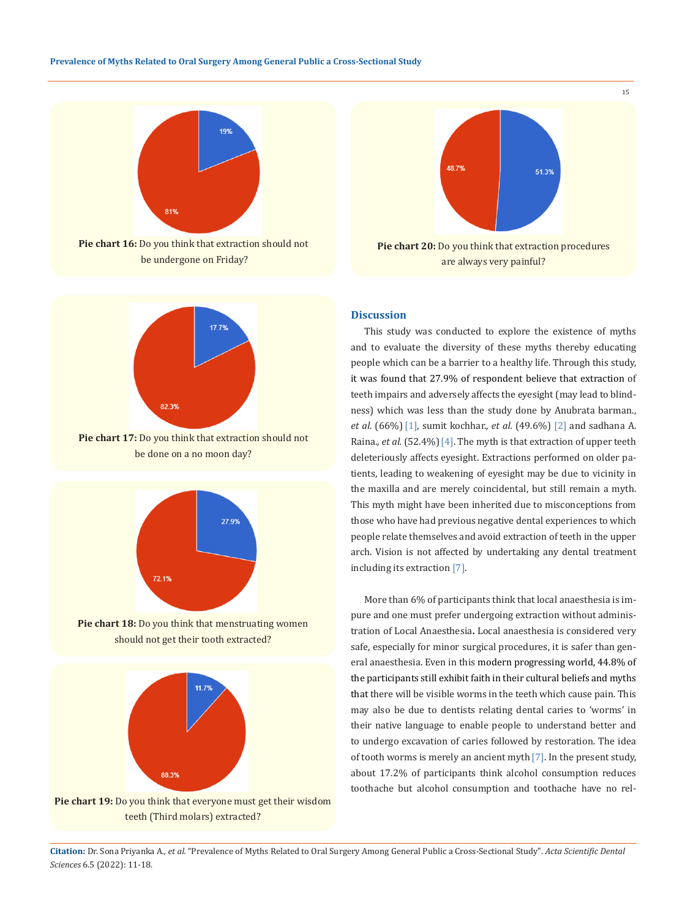19%

81%

**Pie chart 16:** Do you think that extraction should not be undergone on Friday?

48.7%

51.3%

**Pie chart 20:** Do you think that extraction procedures are always very painful?

17.7%

82.3%

**Pie chart 17:** Do you think that extraction should not be done on a no moon day?

27.9%

72.1%

**Pie chart 18:** Do you think that menstruating women should not get their tooth extracted?

11.7%

88.3%

**Pie chart 19:** Do you think that everyone must get their wisdom teeth (Third molars) extracted?

## Discussion

This study was conducted to explore the existence of myths and to evaluate the diversity of these myths thereby educating people which can be a barrier to a healthy life. Through this study, it was found that 27.9% of respondent believe that extraction of teeth impairs and adversely affects the eyesight (may lead to blindness) which was less than the study done by Anubrata barman., *et al.* (66%) [1], sumit kochhar., *et al.* (49.6%) [2] and sadhana A. Raina., *et al.* (52.4%) [4]. The myth is that extraction of upper teeth deleteriously affects eyesight. Extractions performed on older patients, leading to weakening of eyesight may be due to vicinity in the maxilla and are merely coincidental, but still remain a myth. This myth might have been inherited due to misconceptions from those who have had previous negative dental experiences to which people relate themselves and avoid extraction of teeth in the upper arch. Vision is not affected by undertaking any dental treatment including its extraction [7].

More than 6% of participants think that local anaesthesia is impure and one must prefer undergoing extraction without administration of Local Anaesthesia**.** Local anaesthesia is considered very safe, especially for minor surgical procedures, it is safer than general anaesthesia. Even in this modern progressing world, 44.8% of the participants still exhibit faith in their cultural beliefs and myths that there will be visible worms in the teeth which cause pain. This may also be due to dentists relating dental caries to 'worms' in their native language to enable people to understand better and to undergo excavation of caries followed by restoration. The idea of tooth worms is merely an ancient myth [7]. In the present study, about 17.2% of participants think alcohol consumption reduces toothache but alcohol consumption and toothache have no rel-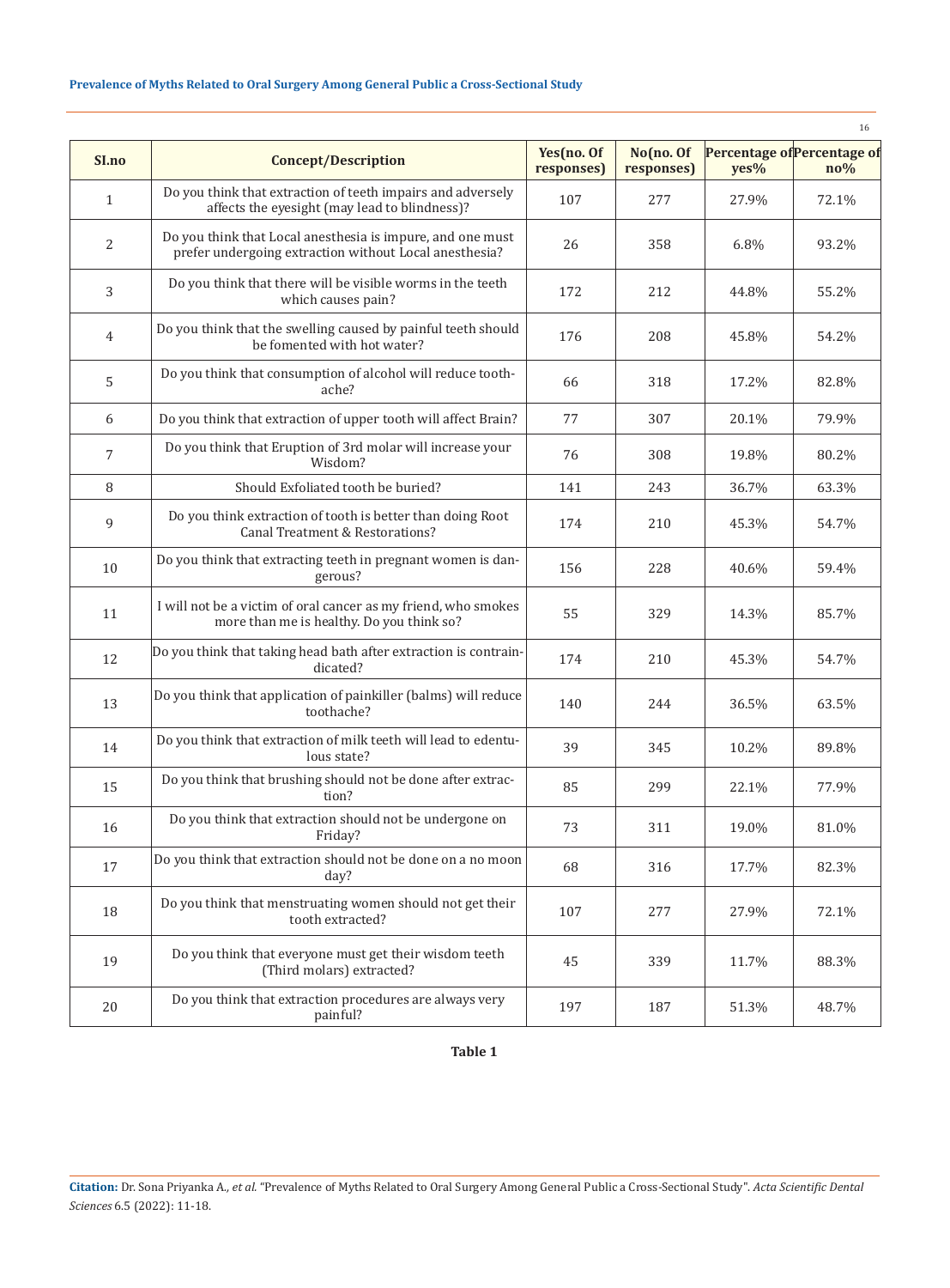| SI.no | Concept/Description | Yes(no. Of responses) | No(no. Of responses) | Percentage of yes% | Percentage of no% |
|---|---|---|---|---|---|
| 1 | Do you think that extraction of teeth impairs and adversely affects the eyesight (may lead to blindness)? | 107 | 277 | 27.9% | 72.1% |
| 2 | Do you think that Local anesthesia is impure, and one must prefer undergoing extraction without Local anesthesia? | 26 | 358 | 6.8% | 93.2% |
| 3 | Do you think that there will be visible worms in the teeth which causes pain? | 172 | 212 | 44.8% | 55.2% |
| 4 | Do you think that the swelling caused by painful teeth should be fomented with hot water? | 176 | 208 | 45.8% | 54.2% |
| 5 | Do you think that consumption of alcohol will reduce toothache? | 66 | 318 | 17.2% | 82.8% |
| 6 | Do you think that extraction of upper tooth will affect Brain? | 77 | 307 | 20.1% | 79.9% |
| 7 | Do you think that Eruption of 3rd molar will increase your Wisdom? | 76 | 308 | 19.8% | 80.2% |
| 8 | Should Exfoliated tooth be buried? | 141 | 243 | 36.7% | 63.3% |
| 9 | Do you think extraction of tooth is better than doing Root Canal Treatment & Restorations? | 174 | 210 | 45.3% | 54.7% |
| 10 | Do you think that extracting teeth in pregnant women is dangerous? | 156 | 228 | 40.6% | 59.4% |
| 11 | I will not be a victim of oral cancer as my friend, who smokes more than me is healthy. Do you think so? | 55 | 329 | 14.3% | 85.7% |
| 12 | Do you think that taking head bath after extraction is contraindicated? | 174 | 210 | 45.3% | 54.7% |
| 13 | Do you think that application of painkiller (balms) will reduce toothache? | 140 | 244 | 36.5% | 63.5% |
| 14 | Do you think that extraction of milk teeth will lead to edentulous state? | 39 | 345 | 10.2% | 89.8% |
| 15 | Do you think that brushing should not be done after extraction? | 85 | 299 | 22.1% | 77.9% |
| 16 | Do you think that extraction should not be undergone on Friday? | 73 | 311 | 19.0% | 81.0% |
| 17 | Do you think that extraction should not be done on a no moon day? | 68 | 316 | 17.7% | 82.3% |
| 18 | Do you think that menstruating women should not get their tooth extracted? | 107 | 277 | 27.9% | 72.1% |
| 19 | Do you think that everyone must get their wisdom teeth (Third molars) extracted? | 45 | 339 | 11.7% | 88.3% |
| 20 | Do you think that extraction procedures are always very painful? | 197 | 187 | 51.3% | 48.7% |

**Table 1**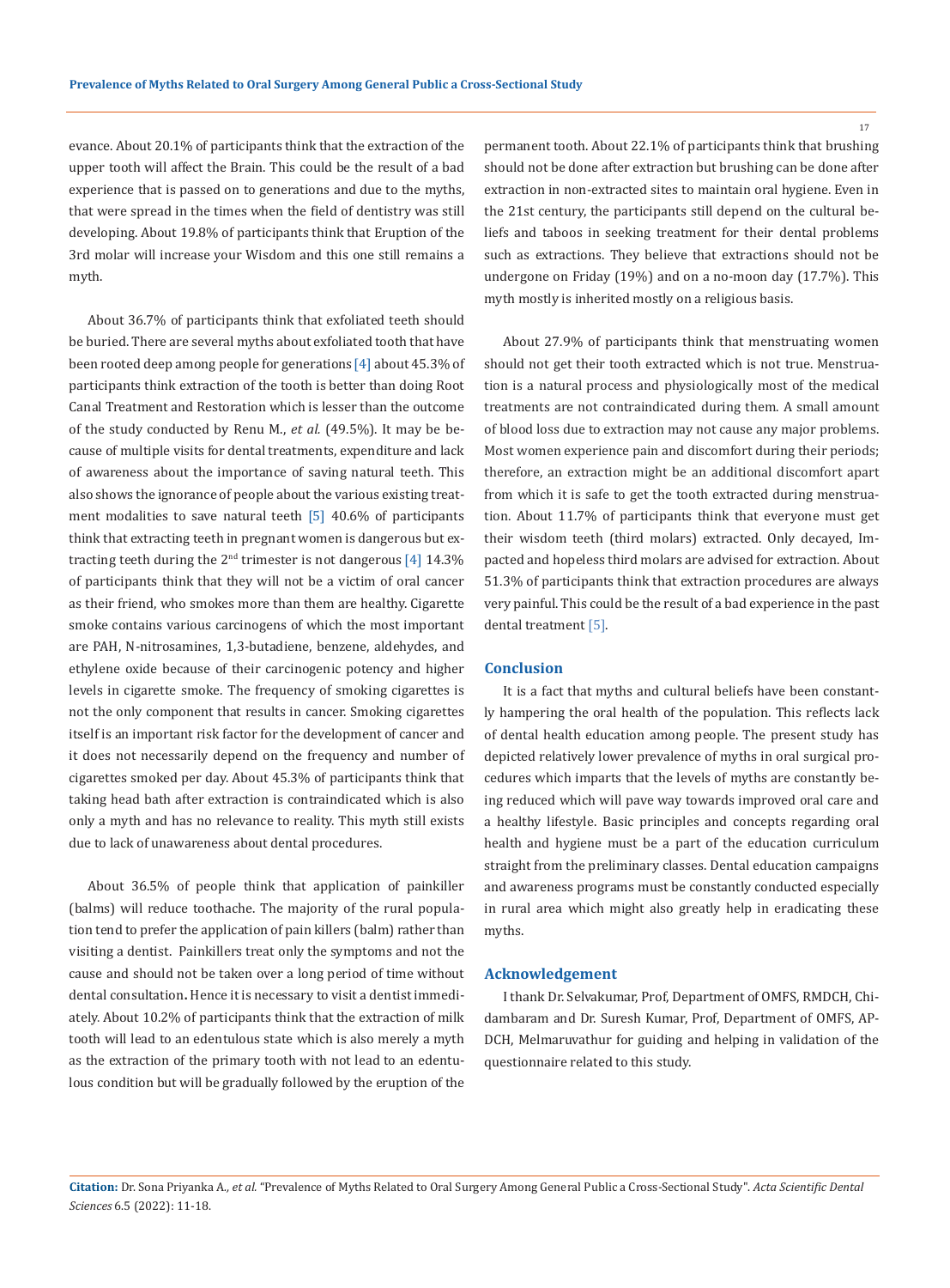evance. About 20.1% of participants think that the extraction of the upper tooth will affect the Brain. This could be the result of a bad experience that is passed on to generations and due to the myths, that were spread in the times when the field of dentistry was still developing. About 19.8% of participants think that Eruption of the 3rd molar will increase your Wisdom and this one still remains a myth.

About 36.7% of participants think that exfoliated teeth should be buried. There are several myths about exfoliated tooth that have been rooted deep among people for generations [4] about 45.3% of participants think extraction of the tooth is better than doing Root Canal Treatment and Restoration which is lesser than the outcome of the study conducted by Renu M., *et al.* (49.5%). It may be because of multiple visits for dental treatments, expenditure and lack of awareness about the importance of saving natural teeth. This also shows the ignorance of people about the various existing treatment modalities to save natural teeth [5] 40.6% of participants think that extracting teeth in pregnant women is dangerous but extracting teeth during the 2nd trimester is not dangerous [4] 14.3% of participants think that they will not be a victim of oral cancer as their friend, who smokes more than them are healthy. Cigarette smoke contains various carcinogens of which the most important are PAH, N-nitrosamines, 1,3-butadiene, benzene, aldehydes, and ethylene oxide because of their carcinogenic potency and higher levels in cigarette smoke. The frequency of smoking cigarettes is not the only component that results in cancer. Smoking cigarettes itself is an important risk factor for the development of cancer and it does not necessarily depend on the frequency and number of cigarettes smoked per day. About 45.3% of participants think that taking head bath after extraction is contraindicated which is also only a myth and has no relevance to reality. This myth still exists due to lack of unawareness about dental procedures.

About 36.5% of people think that application of painkiller (balms) will reduce toothache. The majority of the rural population tend to prefer the application of pain killers (balm) rather than visiting a dentist. Painkillers treat only the symptoms and not the cause and should not be taken over a long period of time without dental consultation**.** Hence it is necessary to visit a dentist immediately. About 10.2% of participants think that the extraction of milk tooth will lead to an edentulous state which is also merely a myth as the extraction of the primary tooth with not lead to an edentulous condition but will be gradually followed by the eruption of the permanent tooth. About 22.1% of participants think that brushing should not be done after extraction but brushing can be done after extraction in non-extracted sites to maintain oral hygiene. Even in the 21st century, the participants still depend on the cultural beliefs and taboos in seeking treatment for their dental problems such as extractions. They believe that extractions should not be undergone on Friday (19%) and on a no-moon day (17.7%). This myth mostly is inherited mostly on a religious basis.

About 27.9% of participants think that menstruating women should not get their tooth extracted which is not true. Menstruation is a natural process and physiologically most of the medical treatments are not contraindicated during them. A small amount of blood loss due to extraction may not cause any major problems. Most women experience pain and discomfort during their periods; therefore, an extraction might be an additional discomfort apart from which it is safe to get the tooth extracted during menstruation. About 11.7% of participants think that everyone must get their wisdom teeth (third molars) extracted. Only decayed, Impacted and hopeless third molars are advised for extraction. About 51.3% of participants think that extraction procedures are always very painful. This could be the result of a bad experience in the past dental treatment [5].

## Conclusion

It is a fact that myths and cultural beliefs have been constantly hampering the oral health of the population. This reflects lack of dental health education among people. The present study has depicted relatively lower prevalence of myths in oral surgical procedures which imparts that the levels of myths are constantly being reduced which will pave way towards improved oral care and a healthy lifestyle. Basic principles and concepts regarding oral health and hygiene must be a part of the education curriculum straight from the preliminary classes. Dental education campaigns and awareness programs must be constantly conducted especially in rural area which might also greatly help in eradicating these myths.

## Acknowledgement

I thank Dr. Selvakumar, Prof, Department of OMFS, RMDCH, Chidambaram and Dr. Suresh Kumar, Prof, Department of OMFS, APDCH, Melmaruvathur for guiding and helping in validation of the questionnaire related to this study.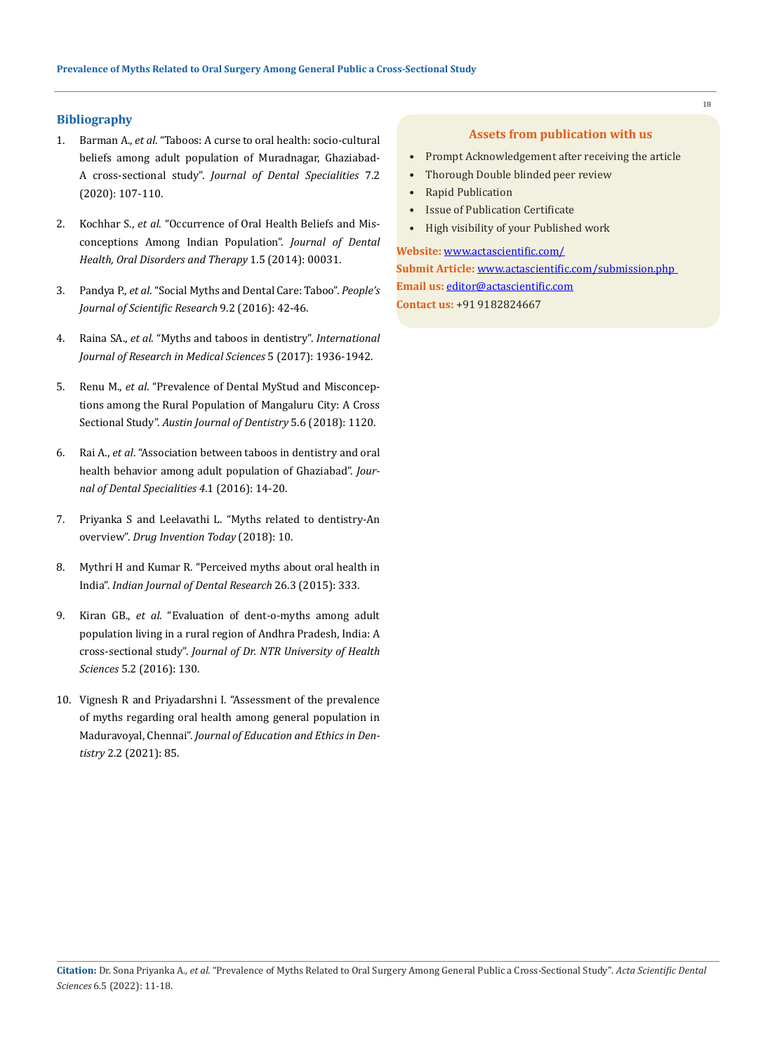## Bibliography

1. Barman A., *et al*. "Taboos: A curse to oral health: socio-cultural beliefs among adult population of Muradnagar, Ghaziabad-A cross-sectional study". *Journal of Dental Specialities* 7.2 (2020): 107-110.

2. Kochhar S., *et al*. "Occurrence of Oral Health Beliefs and Misconceptions Among Indian Population". *Journal of Dental Health, Oral Disorders and Therapy* 1.5 (2014): 00031.

3. Pandya P., *et al*. "Social Myths and Dental Care: Taboo". *People's Journal of Scientific Research* 9.2 (2016): 42-46.

4. Raina SA., *et al*. "Myths and taboos in dentistry". *International Journal of Research in Medical Sciences* 5 (2017): 1936-1942.

5. Renu M., *et al*. "Prevalence of Dental MyStud and Misconceptions among the Rural Population of Mangaluru City: A Cross Sectional Study". *Austin Journal of Dentistry* 5.6 (2018): 1120.

6. Rai A., *et al*. "Association between taboos in dentistry and oral health behavior among adult population of Ghaziabad". *Journal of Dental Specialities 4*.1 (2016): 14-20.

7. Priyanka S and Leelavathi L. "Myths related to dentistry-An overview". *Drug Invention Today* (2018): 10.

8. Mythri H and Kumar R. "Perceived myths about oral health in India". *Indian Journal of Dental Research* 26.3 (2015): 333.

9. Kiran GB., *et al*. "Evaluation of dent-o-myths among adult population living in a rural region of Andhra Pradesh, India: A cross-sectional study". *Journal of Dr. NTR University of Health Sciences* 5.2 (2016): 130.

10. Vignesh R and Priyadarshni I. "Assessment of the prevalence of myths regarding oral health among general population in Maduravoyal, Chennai". *Journal of Education and Ethics in Dentistry* 2.2 (2021): 85.

**Assets from publication with us**

- Prompt Acknowledgement after receiving the article
- Thorough Double blinded peer review
- Rapid Publication
- Issue of Publication Certificate
- High visibility of your Published work

**Website:** www.actascientific.com/
**Submit Article:** www.actascientific.com/submission.php
**Email us:** editor@actascientific.com
**Contact us:** +91 9182824667